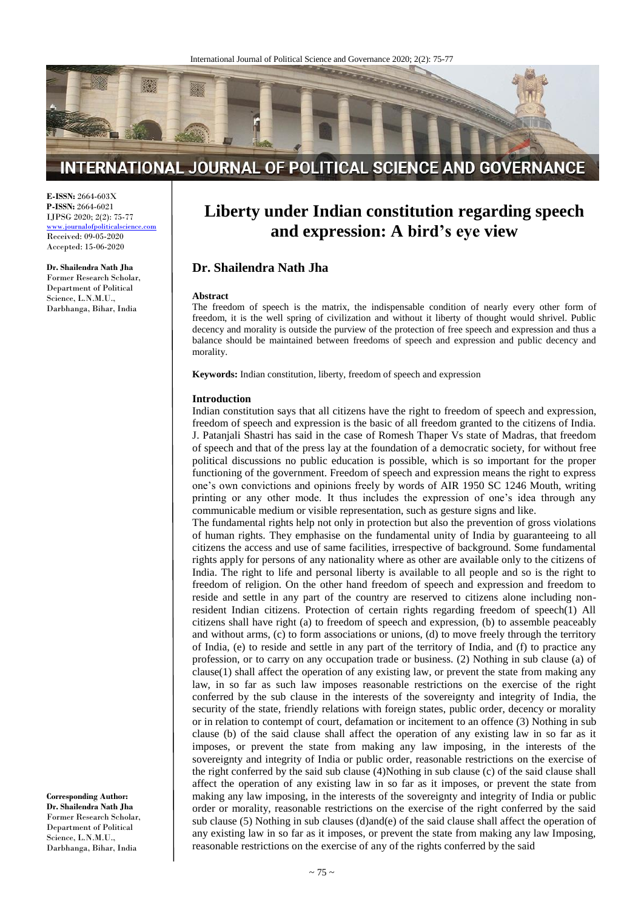**E-ISSN:** 2664-603X
**P-ISSN:** 2664-6021
IJPSG 2020; 2(2): 75-77
www.journalofpoliticalscience.com
Received: 09-05-2020
Accepted: 15-06-2020

**Dr. Shailendra Nath Jha**
Former Research Scholar, Department of Political Science, L.N.M.U., Darbhanga, Bihar, India

**Corresponding Author:**
**Dr. Shailendra Nath Jha**
Former Research Scholar, Department of Political Science, L.N.M.U., Darbhanga, Bihar, India

# Liberty under Indian constitution regarding speech and expression: A bird's eye view

## Dr. Shailendra Nath Jha

**Abstract**

The freedom of speech is the matrix, the indispensable condition of nearly every other form of freedom, it is the well spring of civilization and without it liberty of thought would shrivel. Public decency and morality is outside the purview of the protection of free speech and expression and thus a balance should be maintained between freedoms of speech and expression and public decency and morality.

**Keywords:** Indian constitution, liberty, freedom of speech and expression

**Introduction**

Indian constitution says that all citizens have the right to freedom of speech and expression, freedom of speech and expression is the basic of all freedom granted to the citizens of India. J. Patanjali Shastri has said in the case of Romesh Thaper Vs state of Madras, that freedom of speech and that of the press lay at the foundation of a democratic society, for without free political discussions no public education is possible, which is so important for the proper functioning of the government. Freedom of speech and expression means the right to express one's own convictions and opinions freely by words of AIR 1950 SC 1246 Mouth, writing printing or any other mode. It thus includes the expression of one's idea through any communicable medium or visible representation, such as gesture signs and like.

The fundamental rights help not only in protection but also the prevention of gross violations of human rights. They emphasise on the fundamental unity of India by guaranteeing to all citizens the access and use of same facilities, irrespective of background. Some fundamental rights apply for persons of any nationality where as other are available only to the citizens of India. The right to life and personal liberty is available to all people and so is the right to freedom of religion. On the other hand freedom of speech and expression and freedom to reside and settle in any part of the country are reserved to citizens alone including non-resident Indian citizens. Protection of certain rights regarding freedom of speech(1) All citizens shall have right (a) to freedom of speech and expression, (b) to assemble peaceably and without arms, (c) to form associations or unions, (d) to move freely through the territory of India, (e) to reside and settle in any part of the territory of India, and (f) to practice any profession, or to carry on any occupation trade or business. (2) Nothing in sub clause (a) of clause(1) shall affect the operation of any existing law, or prevent the state from making any law, in so far as such law imposes reasonable restrictions on the exercise of the right conferred by the sub clause in the interests of the sovereignty and integrity of India, the security of the state, friendly relations with foreign states, public order, decency or morality or in relation to contempt of court, defamation or incitement to an offence (3) Nothing in sub clause (b) of the said clause shall affect the operation of any existing law in so far as it imposes, or prevent the state from making any law imposing, in the interests of the sovereignty and integrity of India or public order, reasonable restrictions on the exercise of the right conferred by the said sub clause (4)Nothing in sub clause (c) of the said clause shall affect the operation of any existing law in so far as it imposes, or prevent the state from making any law imposing, in the interests of the sovereignty and integrity of India or public order or morality, reasonable restrictions on the exercise of the right conferred by the said sub clause (5) Nothing in sub clauses (d)and(e) of the said clause shall affect the operation of any existing law in so far as it imposes, or prevent the state from making any law Imposing, reasonable restrictions on the exercise of any of the rights conferred by the said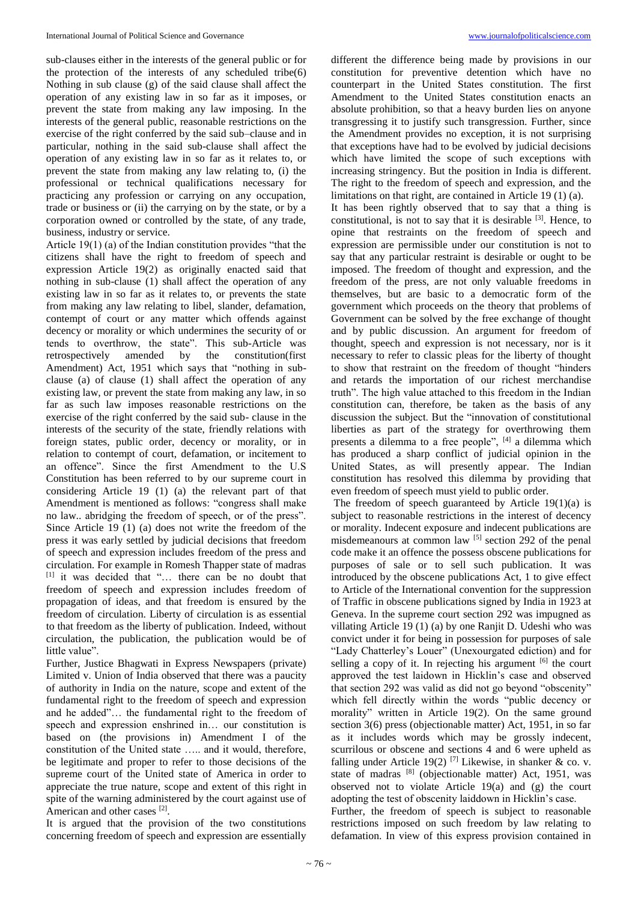sub-clauses either in the interests of the general public or for the protection of the interests of any scheduled tribe(6) Nothing in sub clause (g) of the said clause shall affect the operation of any existing law in so far as it imposes, or prevent the state from making any law imposing. In the interests of the general public, reasonable restrictions on the exercise of the right conferred by the said sub–clause and in particular, nothing in the said sub-clause shall affect the operation of any existing law in so far as it relates to, or prevent the state from making any law relating to, (i) the professional or technical qualifications necessary for practicing any profession or carrying on any occupation, trade or business or (ii) the carrying on by the state, or by a corporation owned or controlled by the state, of any trade, business, industry or service.

Article 19(1) (a) of the Indian constitution provides "that the citizens shall have the right to freedom of speech and expression Article 19(2) as originally enacted said that nothing in sub-clause (1) shall affect the operation of any existing law in so far as it relates to, or prevents the state from making any law relating to libel, slander, defamation, contempt of court or any matter which offends against decency or morality or which undermines the security of or tends to overthrow, the state". This sub-Article was retrospectively amended by the constitution(first Amendment) Act, 1951 which says that "nothing in sub-clause (a) of clause (1) shall affect the operation of any existing law, or prevent the state from making any law, in so far as such law imposes reasonable restrictions on the exercise of the right conferred by the said sub- clause in the interests of the security of the state, friendly relations with foreign states, public order, decency or morality, or in relation to contempt of court, defamation, or incitement to an offence". Since the first Amendment to the U.S Constitution has been referred to by our supreme court in considering Article 19 (1) (a) the relevant part of that Amendment is mentioned as follows: "congress shall make no law.. abridging the freedom of speech, or of the press". Since Article 19 (1) (a) does not write the freedom of the press it was early settled by judicial decisions that freedom of speech and expression includes freedom of the press and circulation. For example in Romesh Thapper state of madras [1] it was decided that "… there can be no doubt that freedom of speech and expression includes freedom of propagation of ideas, and that freedom is ensured by the freedom of circulation. Liberty of circulation is as essential to that freedom as the liberty of publication. Indeed, without circulation, the publication, the publication would be of little value".

Further, Justice Bhagwati in Express Newspapers (private) Limited v. Union of India observed that there was a paucity of authority in India on the nature, scope and extent of the fundamental right to the freedom of speech and expression and he added"… the fundamental right to the freedom of speech and expression enshrined in… our constitution is based on (the provisions in) Amendment I of the constitution of the United state ….. and it would, therefore, be legitimate and proper to refer to those decisions of the supreme court of the United state of America in order to appreciate the true nature, scope and extent of this right in spite of the warning administered by the court against use of American and other cases [2].

It is argued that the provision of the two constitutions concerning freedom of speech and expression are essentially different the difference being made by provisions in our constitution for preventive detention which have no counterpart in the United States constitution. The first Amendment to the United States constitution enacts an absolute prohibition, so that a heavy burden lies on anyone transgressing it to justify such transgression. Further, since the Amendment provides no exception, it is not surprising that exceptions have had to be evolved by judicial decisions which have limited the scope of such exceptions with increasing stringency. But the position in India is different. The right to the freedom of speech and expression, and the limitations on that right, are contained in Article 19 (1) (a).

It has been rightly observed that to say that a thing is constitutional, is not to say that it is desirable [3]. Hence, to opine that restraints on the freedom of speech and expression are permissible under our constitution is not to say that any particular restraint is desirable or ought to be imposed. The freedom of thought and expression, and the freedom of the press, are not only valuable freedoms in themselves, but are basic to a democratic form of the government which proceeds on the theory that problems of Government can be solved by the free exchange of thought and by public discussion. An argument for freedom of thought, speech and expression is not necessary, nor is it necessary to refer to classic pleas for the liberty of thought to show that restraint on the freedom of thought "hinders and retards the importation of our richest merchandise truth". The high value attached to this freedom in the Indian constitution can, therefore, be taken as the basis of any discussion the subject. But the "innovation of constitutional liberties as part of the strategy for overthrowing them presents a dilemma to a free people", [4] a dilemma which has produced a sharp conflict of judicial opinion in the United States, as will presently appear. The Indian constitution has resolved this dilemma by providing that even freedom of speech must yield to public order.

The freedom of speech guaranteed by Article 19(1)(a) is subject to reasonable restrictions in the interest of decency or morality. Indecent exposure and indecent publications are misdemeanours at common law [5] section 292 of the penal code make it an offence the possess obscene publications for purposes of sale or to sell such publication. It was introduced by the obscene publications Act, 1 to give effect to Article of the International convention for the suppression of Traffic in obscene publications signed by India in 1923 at Geneva. In the supreme court section 292 was impugned as villating Article 19 (1) (a) by one Ranjit D. Udeshi who was convict under it for being in possession for purposes of sale "Lady Chatterley's Louer" (Unexourgated ediction) and for selling a copy of it. In rejecting his argument [6] the court approved the test laidown in Hicklin's case and observed that section 292 was valid as did not go beyond "obscenity" which fell directly within the words "public decency or morality" written in Article 19(2). On the same ground section 3(6) press (objectionable matter) Act, 1951, in so far as it includes words which may be grossly indecent, scurrilous or obscene and sections 4 and 6 were upheld as falling under Article 19(2) [7] Likewise, in shanker & co. v. state of madras [8] (objectionable matter) Act, 1951, was observed not to violate Article 19(a) and (g) the court adopting the test of obscenity laiddown in Hicklin's case.

Further, the freedom of speech is subject to reasonable restrictions imposed on such freedom by law relating to defamation. In view of this express provision contained in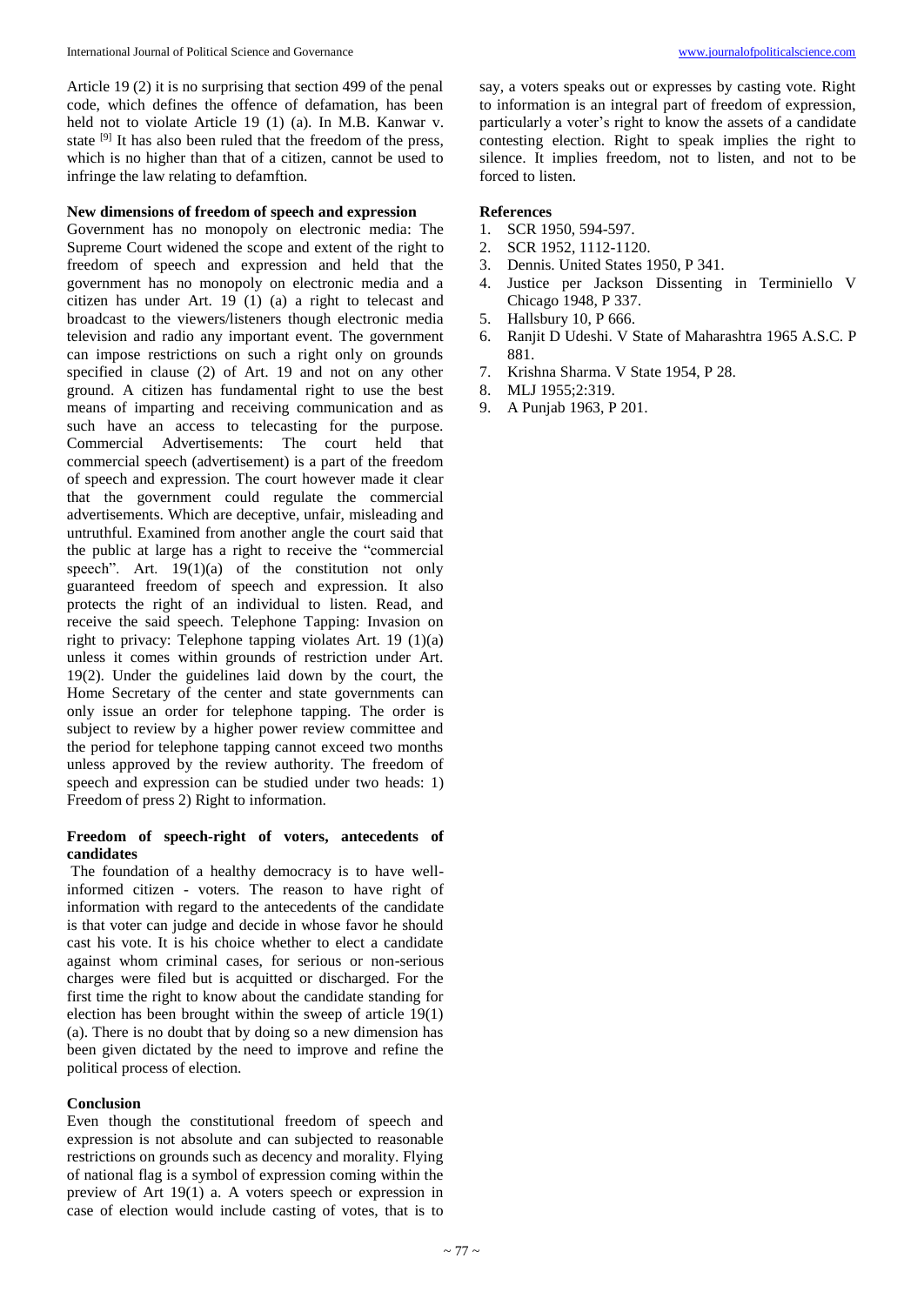Article 19 (2) it is no surprising that section 499 of the penal code, which defines the offence of defamation, has been held not to violate Article 19 (1) (a). In M.B. Kanwar v. state [9] It has also been ruled that the freedom of the press, which is no higher than that of a citizen, cannot be used to infringe the law relating to defamftion.

**New dimensions of freedom of speech and expression**

Government has no monopoly on electronic media: The Supreme Court widened the scope and extent of the right to freedom of speech and expression and held that the government has no monopoly on electronic media and a citizen has under Art. 19 (1) (a) a right to telecast and broadcast to the viewers/listeners though electronic media television and radio any important event. The government can impose restrictions on such a right only on grounds specified in clause (2) of Art. 19 and not on any other ground. A citizen has fundamental right to use the best means of imparting and receiving communication and as such have an access to telecasting for the purpose. Commercial Advertisements: The court held that commercial speech (advertisement) is a part of the freedom of speech and expression. The court however made it clear that the government could regulate the commercial advertisements. Which are deceptive, unfair, misleading and untruthful. Examined from another angle the court said that the public at large has a right to receive the "commercial speech". Art. 19(1)(a) of the constitution not only guaranteed freedom of speech and expression. It also protects the right of an individual to listen. Read, and receive the said speech. Telephone Tapping: Invasion on right to privacy: Telephone tapping violates Art. 19 (1)(a) unless it comes within grounds of restriction under Art. 19(2). Under the guidelines laid down by the court, the Home Secretary of the center and state governments can only issue an order for telephone tapping. The order is subject to review by a higher power review committee and the period for telephone tapping cannot exceed two months unless approved by the review authority. The freedom of speech and expression can be studied under two heads: 1) Freedom of press 2) Right to information.

**Freedom of speech-right of voters, antecedents of candidates**

The foundation of a healthy democracy is to have well-informed citizen - voters. The reason to have right of information with regard to the antecedents of the candidate is that voter can judge and decide in whose favor he should cast his vote. It is his choice whether to elect a candidate against whom criminal cases, for serious or non-serious charges were filed but is acquitted or discharged. For the first time the right to know about the candidate standing for election has been brought within the sweep of article 19(1)(a). There is no doubt that by doing so a new dimension has been given dictated by the need to improve and refine the political process of election.

**Conclusion**

Even though the constitutional freedom of speech and expression is not absolute and can subjected to reasonable restrictions on grounds such as decency and morality. Flying of national flag is a symbol of expression coming within the preview of Art 19(1) a. A voters speech or expression in case of election would include casting of votes, that is to say, a voters speaks out or expresses by casting vote. Right to information is an integral part of freedom of expression, particularly a voter's right to know the assets of a candidate contesting election. Right to speak implies the right to silence. It implies freedom, not to listen, and not to be forced to listen.

**References**

1. SCR 1950, 594-597.
2. SCR 1952, 1112-1120.
3. Dennis. United States 1950, P 341.
4. Justice per Jackson Dissenting in Terminiello V Chicago 1948, P 337.
5. Hallsbury 10, P 666.
6. Ranjit D Udeshi. V State of Maharashtra 1965 A.S.C. P 881.
7. Krishna Sharma. V State 1954, P 28.
8. MLJ 1955;2:319.
9. A Punjab 1963, P 201.